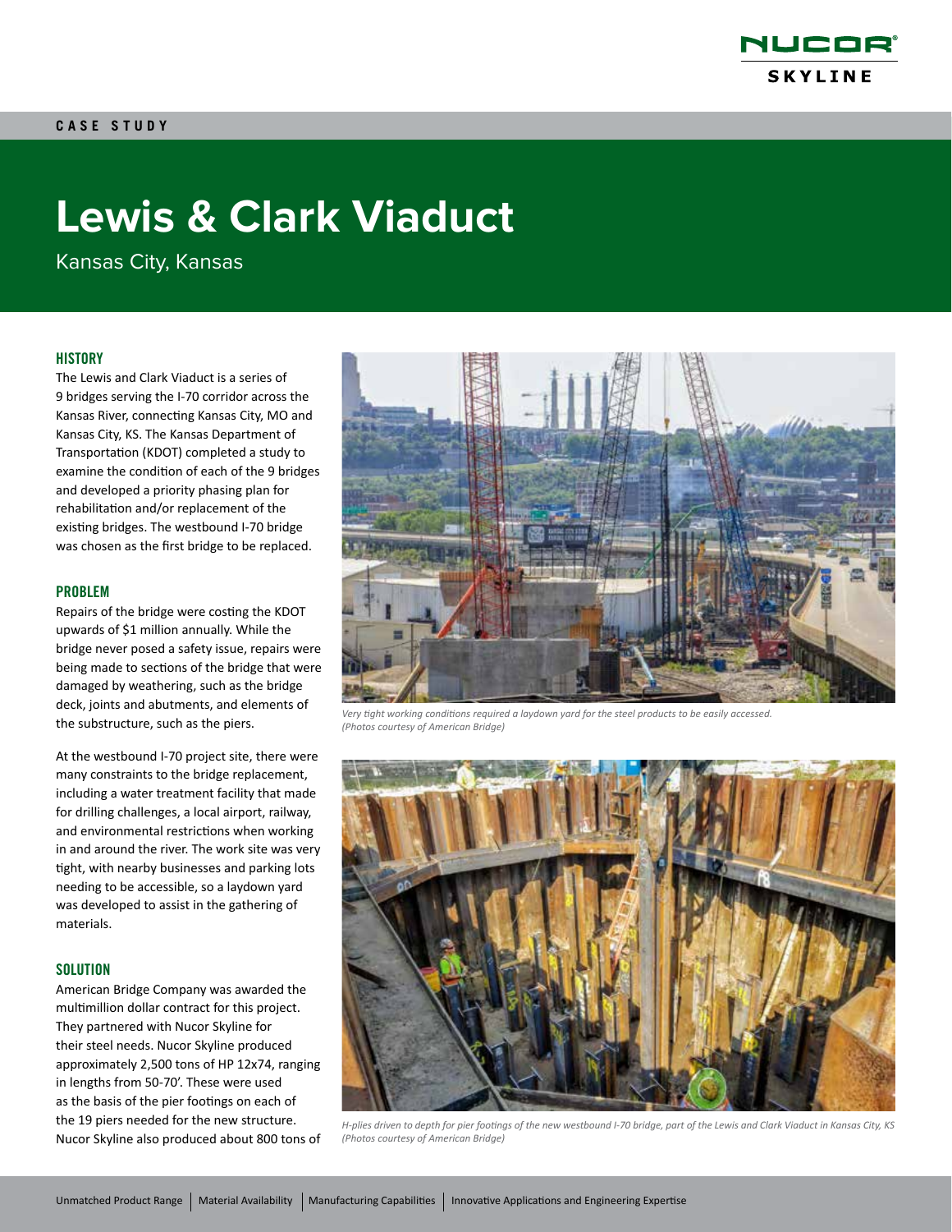CASE STUDY

# Lewis & Clark Viaduct

Kansas City, Kansas

## HISTORY

The Lewis and Clark Viaduct is a series of 9 bridges serving the I-70 corridor across the Kansas River, connecting Kansas City, MO and Kansas City, KS. The Kansas Department of Transportation (KDOT) completed a study to examine the condition of each of the 9 bridges and developed a priority phasing plan for rehabilitation and/or replacement of the existing bridges. The westbound I-70 bridge was chosen as the first bridge to be replaced.

## PROBLEM

Repairs of the bridge were costing the KDOT upwards of $1 million annually. While the bridge never posed a safety issue, repairs were being made to sections of the bridge that were damaged by weathering, such as the bridge deck, joints and abutments, and elements of the substructure, such as the piers.

At the westbound I-70 project site, there were many constraints to the bridge replacement, including a water treatment facility that made for drilling challenges, a local airport, railway, and environmental restrictions when working in and around the river. The work site was very tight, with nearby businesses and parking lots needing to be accessible, so a laydown yard was developed to assist in the gathering of materials.

## SOLUTION

American Bridge Company was awarded the multimillion dollar contract for this project. They partnered with Nucor Skyline for their steel needs. Nucor Skyline produced approximately 2,500 tons of HP 12x74, ranging in lengths from 50-70'. These were used as the basis of the pier footings on each of the 19 piers needed for the new structure. Nucor Skyline also produced about 800 tons of

*Very tight working conditions required a laydown yard for the steel products to be easily accessed. (Photos courtesy of American Bridge)*

*H-plies driven to depth for pier footings of the new westbound I-70 bridge, part of the Lewis and Clark Viaduct in Kansas City, KS (Photos courtesy of American Bridge)*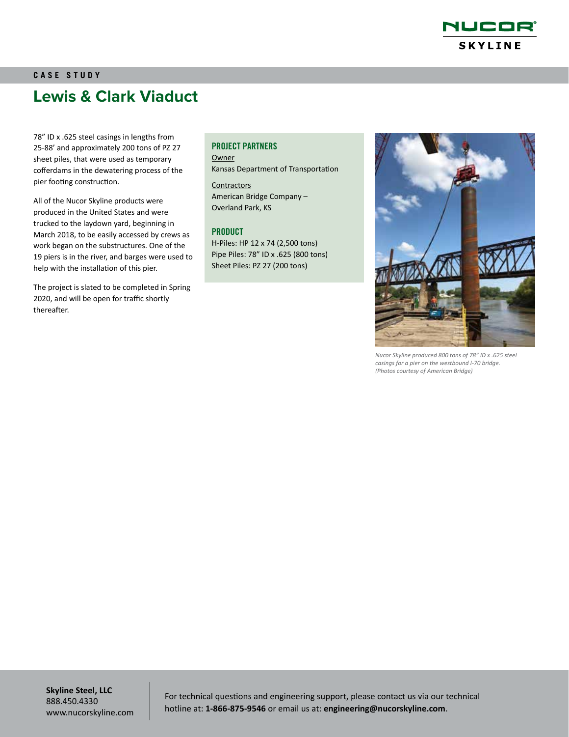# CASE STUDY

## Lewis & Clark Viaduct

78" ID x .625 steel casings in lengths from 25-88' and approximately 200 tons of PZ 27 sheet piles, that were used as temporary cofferdams in the dewatering process of the pier footing construction.

All of the Nucor Skyline products were produced in the United States and were trucked to the laydown yard, beginning in March 2018, to be easily accessed by crews as work began on the substructures. One of the 19 piers is in the river, and barges were used to help with the installation of this pier.

The project is slated to be completed in Spring 2020, and will be open for traffic shortly thereafter.

### PROJECT PARTNERS

Owner
Kansas Department of Transportation

Contractors
American Bridge Company – Overland Park, KS

### PRODUCT

H-Piles: HP 12 x 74 (2,500 tons)
Pipe Piles: 78" ID x .625 (800 tons)
Sheet Piles: PZ 27 (200 tons)

*Nucor Skyline produced 800 tons of 78" ID x .625 steel casings for a pier on the westbound I-70 bridge. (Photos courtesy of American Bridge)*

**Skyline Steel, LLC**
888.450.4330
www.nucorskyline.com

For technical questions and engineering support, please contact us via our technical hotline at: **1-866-875-9546** or email us at: **engineering@nucorskyline.com**.